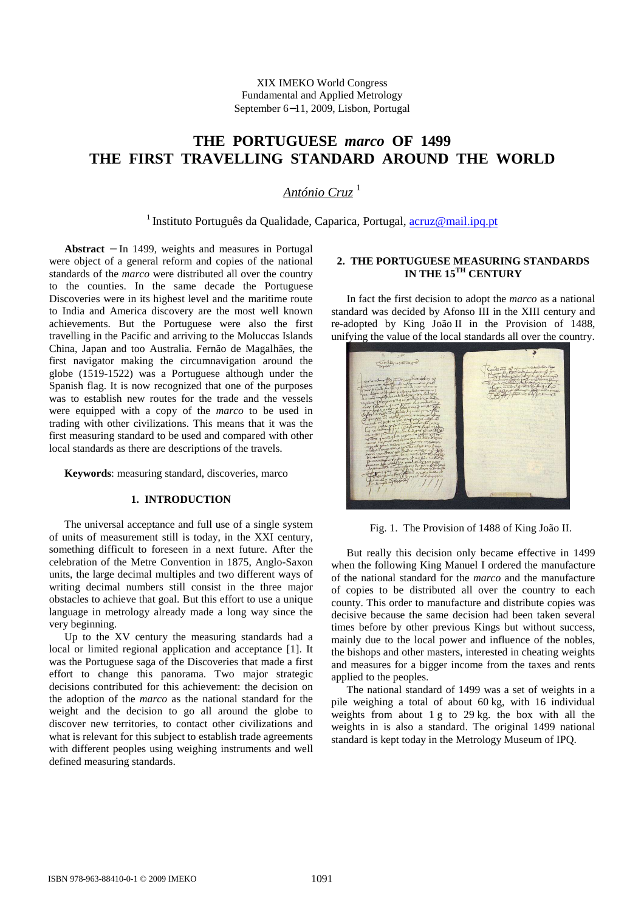XIX IMEKO World Congress
Fundamental and Applied Metrology
September 6−11, 2009, Lisbon, Portugal

# THE PORTUGUESE *marco* OF 1499 THE FIRST TRAVELLING STANDARD AROUND THE WORLD

*António Cruz* [1]

[1] Instituto Português da Qualidade, Caparica, Portugal, acruz@mail.ipq.pt

**Abstract** − In 1499, weights and measures in Portugal were object of a general reform and copies of the national standards of the *marco* were distributed all over the country to the counties. In the same decade the Portuguese Discoveries were in its highest level and the maritime route to India and America discovery are the most well known achievements. But the Portuguese were also the first travelling in the Pacific and arriving to the Moluccas Islands China, Japan and too Australia. Fernão de Magalhães, the first navigator making the circumnavigation around the globe (1519-1522) was a Portuguese although under the Spanish flag. It is now recognized that one of the purposes was to establish new routes for the trade and the vessels were equipped with a copy of the *marco* to be used in trading with other civilizations. This means that it was the first measuring standard to be used and compared with other local standards as there are descriptions of the travels.

**Keywords**: measuring standard, discoveries, marco

## 1. INTRODUCTION

The universal acceptance and full use of a single system of units of measurement still is today, in the XXI century, something difficult to foreseen in a next future. After the celebration of the Metre Convention in 1875, Anglo-Saxon units, the large decimal multiples and two different ways of writing decimal numbers still consist in the three major obstacles to achieve that goal. But this effort to use a unique language in metrology already made a long way since the very beginning.

Up to the XV century the measuring standards had a local or limited regional application and acceptance [1]. It was the Portuguese saga of the Discoveries that made a first effort to change this panorama. Two major strategic decisions contributed for this achievement: the decision on the adoption of the *marco* as the national standard for the weight and the decision to go all around the globe to discover new territories, to contact other civilizations and what is relevant for this subject to establish trade agreements with different peoples using weighing instruments and well defined measuring standards.

## 2. THE PORTUGUESE MEASURING STANDARDS IN THE 15TH CENTURY

In fact the first decision to adopt the *marco* as a national standard was decided by Afonso III in the XIII century and re-adopted by King João II in the Provision of 1488, unifying the value of the local standards all over the country.

Fig. 1. The Provision of 1488 of King João II.

But really this decision only became effective in 1499 when the following King Manuel I ordered the manufacture of the national standard for the *marco* and the manufacture of copies to be distributed all over the country to each county. This order to manufacture and distribute copies was decisive because the same decision had been taken several times before by other previous Kings but without success, mainly due to the local power and influence of the nobles, the bishops and other masters, interested in cheating weights and measures for a bigger income from the taxes and rents applied to the peoples.

The national standard of 1499 was a set of weights in a pile weighing a total of about 60 kg, with 16 individual weights from about 1 g to 29 kg. the box with all the weights in is also a standard. The original 1499 national standard is kept today in the Metrology Museum of IPQ.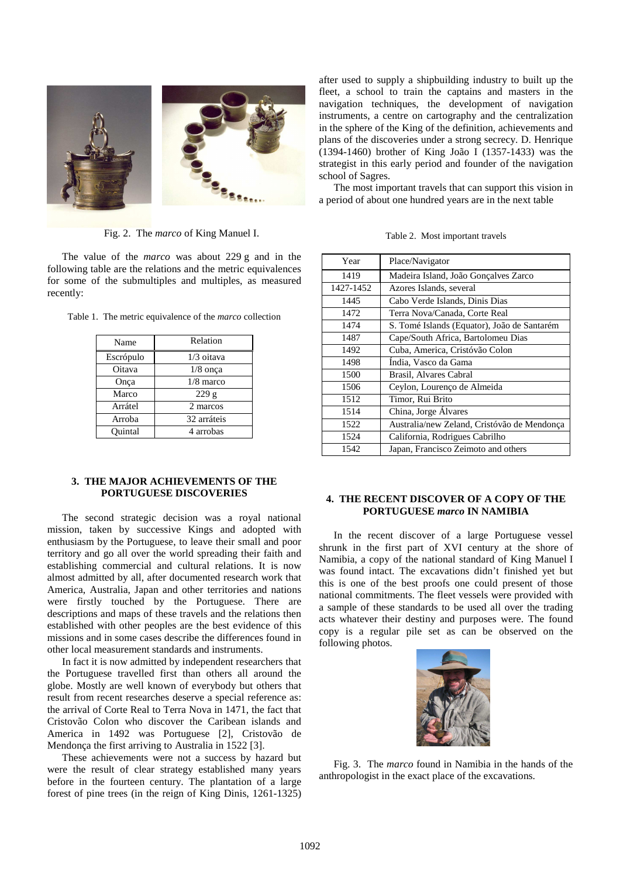Fig. 2. The *marco* of King Manuel I.

The value of the *marco* was about 229 g and in the following table are the relations and the metric equivalences for some of the submultiples and multiples, as measured recently:

Table 1. The metric equivalence of the *marco* collection

| Name | Relation |
|---|---|
| Escrópulo | 1/3 oitava |
| Oitava | 1/8 onça |
| Onça | 1/8 marco |
| Marco | 229 g |
| Arrátel | 2 marcos |
| Arroba | 32 arráteis |
| Quintal | 4 arrobas |

## 3. THE MAJOR ACHIEVEMENTS OF THE PORTUGUESE DISCOVERIES

The second strategic decision was a royal national mission, taken by successive Kings and adopted with enthusiasm by the Portuguese, to leave their small and poor territory and go all over the world spreading their faith and establishing commercial and cultural relations. It is now almost admitted by all, after documented research work that America, Australia, Japan and other territories and nations were firstly touched by the Portuguese. There are descriptions and maps of these travels and the relations then established with other peoples are the best evidence of this missions and in some cases describe the differences found in other local measurement standards and instruments.

In fact it is now admitted by independent researchers that the Portuguese travelled first than others all around the globe. Mostly are well known of everybody but others that result from recent researches deserve a special reference as: the arrival of Corte Real to Terra Nova in 1471, the fact that Cristovão Colon who discover the Caribean islands and America in 1492 was Portuguese [2], Cristovão de Mendonça the first arriving to Australia in 1522 [3].

These achievements were not a success by hazard but were the result of clear strategy established many years before in the fourteen century. The plantation of a large forest of pine trees (in the reign of King Dinis, 1261-1325) after used to supply a shipbuilding industry to built up the fleet, a school to train the captains and masters in the navigation techniques, the development of navigation instruments, a centre on cartography and the centralization in the sphere of the King of the definition, achievements and plans of the discoveries under a strong secrecy. D. Henrique (1394-1460) brother of King João I (1357-1433) was the strategist in this early period and founder of the navigation school of Sagres.

The most important travels that can support this vision in a period of about one hundred years are in the next table

Table 2. Most important travels

| Year | Place/Navigator |
|---|---|
| 1419 | Madeira Island, João Gonçalves Zarco |
| 1427-1452 | Azores Islands, several |
| 1445 | Cabo Verde Islands, Dinis Dias |
| 1472 | Terra Nova/Canada, Corte Real |
| 1474 | S. Tomé Islands (Equator), João de Santarém |
| 1487 | Cape/South Africa, Bartolomeu Dias |
| 1492 | Cuba, America, Cristóvão Colon |
| 1498 | Índia, Vasco da Gama |
| 1500 | Brasil, Alvares Cabral |
| 1506 | Ceylon, Lourenço de Almeida |
| 1512 | Timor, Rui Brito |
| 1514 | China, Jorge Álvares |
| 1522 | Australia/new Zeland, Cristóvão de Mendonça |
| 1524 | California, Rodrigues Cabrilho |
| 1542 | Japan, Francisco Zeimoto and others |

## 4. THE RECENT DISCOVER OF A COPY OF THE PORTUGUESE *marco* IN NAMIBIA

In the recent discover of a large Portuguese vessel shrunk in the first part of XVI century at the shore of Namibia, a copy of the national standard of King Manuel I was found intact. The excavations didn't finished yet but this is one of the best proofs one could present of those national commitments. The fleet vessels were provided with a sample of these standards to be used all over the trading acts whatever their destiny and purposes were. The found copy is a regular pile set as can be observed on the following photos.

Fig. 3. The *marco* found in Namibia in the hands of the anthropologist in the exact place of the excavations.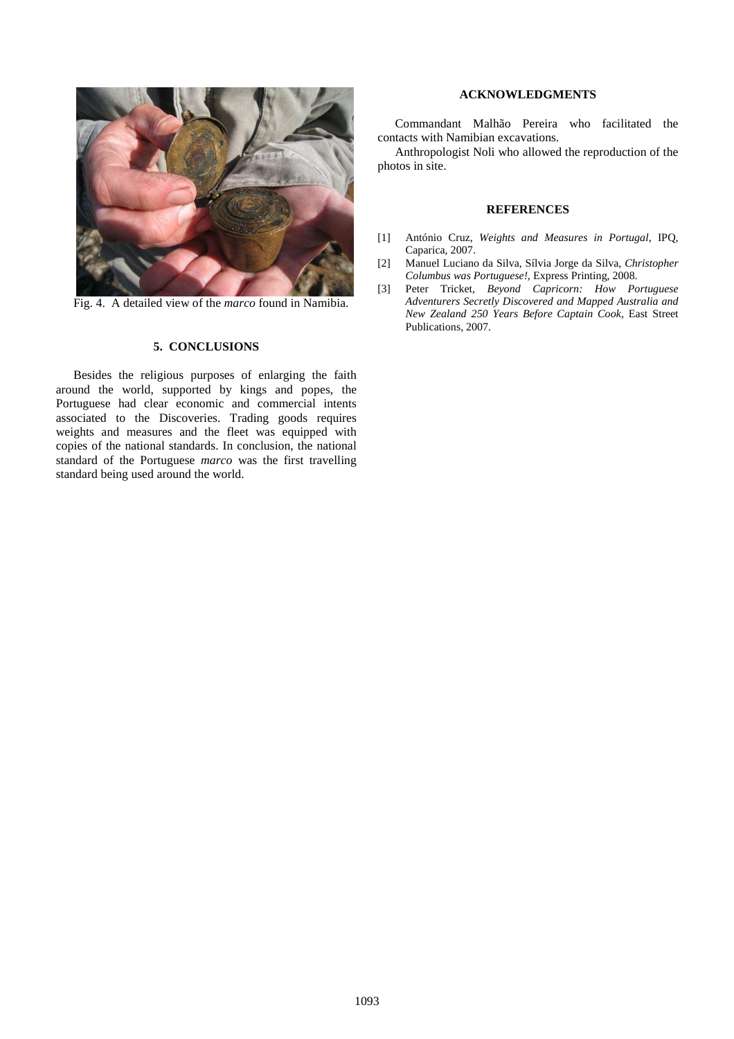Fig. 4. A detailed view of the *marco* found in Namibia.

## 5. CONCLUSIONS

Besides the religious purposes of enlarging the faith around the world, supported by kings and popes, the Portuguese had clear economic and commercial intents associated to the Discoveries. Trading goods requires weights and measures and the fleet was equipped with copies of the national standards. In conclusion, the national standard of the Portuguese *marco* was the first travelling standard being used around the world.

## ACKNOWLEDGMENTS

Commandant Malhão Pereira who facilitated the contacts with Namibian excavations.

Anthropologist Noli who allowed the reproduction of the photos in site.

## REFERENCES

[1] António Cruz, *Weights and Measures in Portugal*, IPQ, Caparica, 2007.

[2] Manuel Luciano da Silva, Sílvia Jorge da Silva, *Christopher Columbus was Portuguese!*, Express Printing, 2008.

[3] Peter Tricket, *Beyond Capricorn: How Portuguese Adventurers Secretly Discovered and Mapped Australia and New Zealand 250 Years Before Captain Cook*, East Street Publications, 2007.